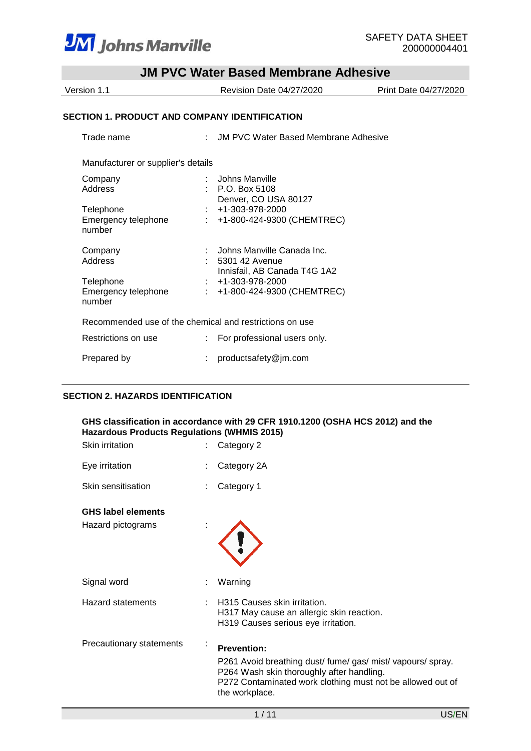Johns Manville

SAFETY DATA SHEET
200000004401

# JM PVC Water Based Membrane Adhesive

Version 1.1 | Revision Date 04/27/2020 | Print Date 04/27/2020

## SECTION 1. PRODUCT AND COMPANY IDENTIFICATION

Trade name : JM PVC Water Based Membrane Adhesive

Manufacturer or supplier's details

Company : Johns Manville
Address : P.O. Box 5108
Denver, CO USA 80127
Telephone : +1-303-978-2000
Emergency telephone number : +1-800-424-9300 (CHEMTREC)

Company : Johns Manville Canada Inc.
Address : 5301 42 Avenue
Innisfail, AB Canada T4G 1A2
Telephone : +1-303-978-2000
Emergency telephone number : +1-800-424-9300 (CHEMTREC)

Recommended use of the chemical and restrictions on use

Restrictions on use : For professional users only.

Prepared by : productsafety@jm.com

## SECTION 2. HAZARDS IDENTIFICATION

**GHS classification in accordance with 29 CFR 1910.1200 (OSHA HCS 2012) and the Hazardous Products Regulations (WHMIS 2015)**

Skin irritation : Category 2

Eye irritation : Category 2A

Skin sensitisation : Category 1

**GHS label elements**

Hazard pictograms :

Signal word : Warning

Hazard statements : H315 Causes skin irritation.
H317 May cause an allergic skin reaction.
H319 Causes serious eye irritation.

Precautionary statements : **Prevention:**

P261 Avoid breathing dust/ fume/ gas/ mist/ vapours/ spray.
P264 Wash skin thoroughly after handling.
P272 Contaminated work clothing must not be allowed out of the workplace.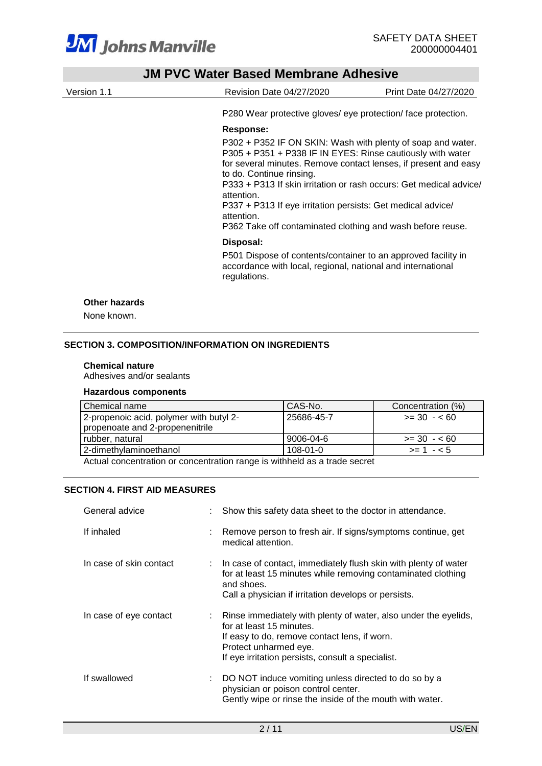P280 Wear protective gloves/ eye protection/ face protection.

**Response:**

P302 + P352 IF ON SKIN: Wash with plenty of soap and water.
P305 + P351 + P338 IF IN EYES: Rinse cautiously with water for several minutes. Remove contact lenses, if present and easy to do. Continue rinsing.
P333 + P313 If skin irritation or rash occurs: Get medical advice/ attention.
P337 + P313 If eye irritation persists: Get medical advice/ attention.
P362 Take off contaminated clothing and wash before reuse.

**Disposal:**

P501 Dispose of contents/container to an approved facility in accordance with local, regional, national and international regulations.

**Other hazards**

None known.

## SECTION 3. COMPOSITION/INFORMATION ON INGREDIENTS

**Chemical nature**

Adhesives and/or sealants

**Hazardous components**

| Chemical name | CAS-No. | Concentration (%) |
|---|---|---|
| 2-propenoic acid, polymer with butyl 2-propenoate and 2-propenenitrile | 25686-45-7 | >= 30 - < 60 |
| rubber, natural | 9006-04-6 | >= 30 - < 60 |
| 2-dimethylaminoethanol | 108-01-0 | >= 1 - < 5 |

Actual concentration or concentration range is withheld as a trade secret

## SECTION 4. FIRST AID MEASURES

General advice : Show this safety data sheet to the doctor in attendance.

If inhaled : Remove person to fresh air. If signs/symptoms continue, get medical attention.

In case of skin contact : In case of contact, immediately flush skin with plenty of water for at least 15 minutes while removing contaminated clothing and shoes.
Call a physician if irritation develops or persists.

In case of eye contact : Rinse immediately with plenty of water, also under the eyelids, for at least 15 minutes.
If easy to do, remove contact lens, if worn.
Protect unharmed eye.
If eye irritation persists, consult a specialist.

If swallowed : DO NOT induce vomiting unless directed to do so by a physician or poison control center.
Gently wipe or rinse the inside of the mouth with water.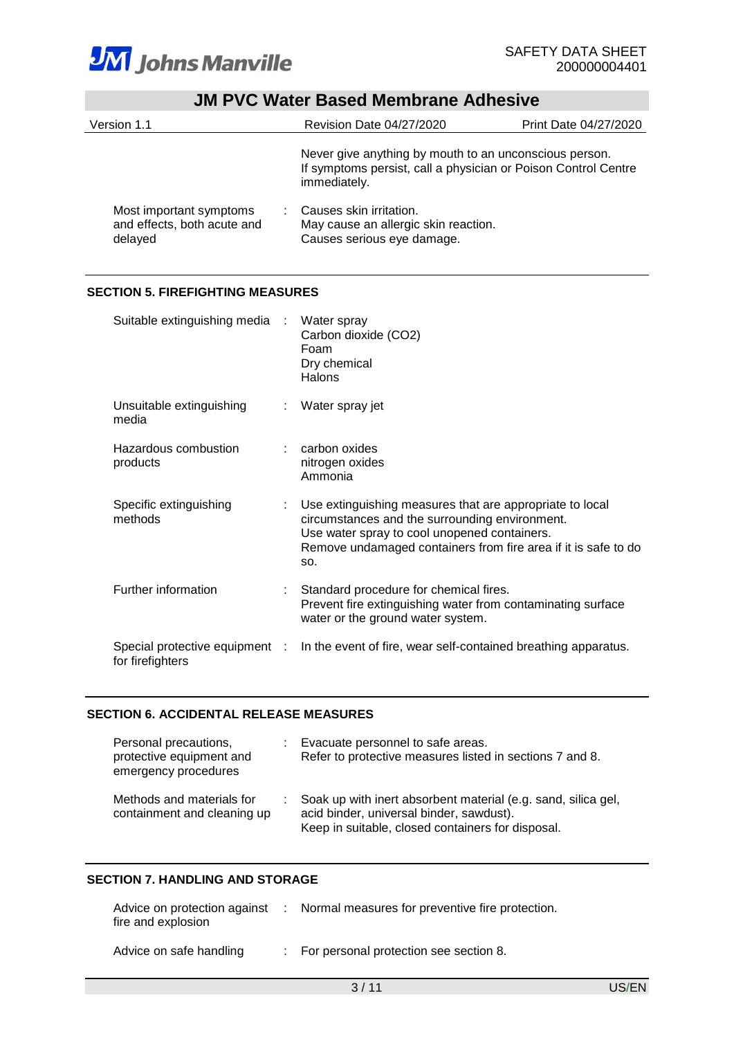Never give anything by mouth to an unconscious person.
If symptoms persist, call a physician or Poison Control Centre immediately.

| | |
|---|---|
| Most important symptoms and effects, both acute and delayed | : Causes skin irritation.<br>May cause an allergic skin reaction.<br>Causes serious eye damage. |

## SECTION 5. FIREFIGHTING MEASURES

| | |
|---|---|
| Suitable extinguishing media | : Water spray<br>Carbon dioxide ($CO_2$)<br>Foam<br>Dry chemical<br>Halons |
| Unsuitable extinguishing media | : Water spray jet |
| Hazardous combustion products | : carbon oxides<br>nitrogen oxides<br>Ammonia |
| Specific extinguishing methods | : Use extinguishing measures that are appropriate to local circumstances and the surrounding environment.<br>Use water spray to cool unopened containers.<br>Remove undamaged containers from fire area if it is safe to do so. |
| Further information | : Standard procedure for chemical fires.<br>Prevent fire extinguishing water from contaminating surface water or the ground water system. |
| Special protective equipment for firefighters | : In the event of fire, wear self-contained breathing apparatus. |

## SECTION 6. ACCIDENTAL RELEASE MEASURES

| | |
|---|---|
| Personal precautions, protective equipment and emergency procedures | : Evacuate personnel to safe areas.<br>Refer to protective measures listed in sections 7 and 8. |
| Methods and materials for containment and cleaning up | : Soak up with inert absorbent material (e.g. sand, silica gel, acid binder, universal binder, sawdust).<br>Keep in suitable, closed containers for disposal. |

## SECTION 7. HANDLING AND STORAGE

| | |
|---|---|
| Advice on protection against fire and explosion | : Normal measures for preventive fire protection. |
| Advice on safe handling | : For personal protection see section 8. |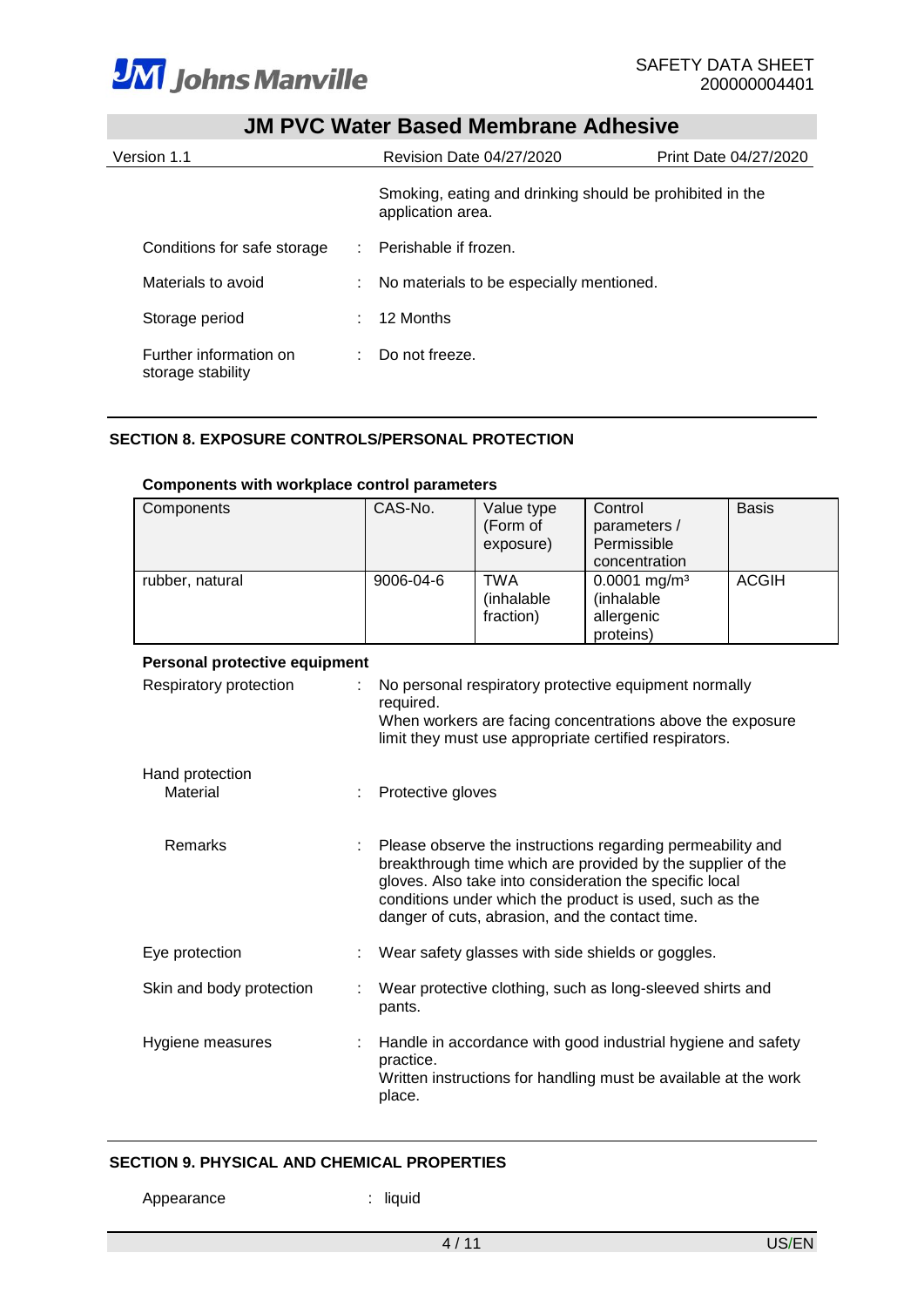Smoking, eating and drinking should be prohibited in the application area.

Conditions for safe storage : Perishable if frozen.

Materials to avoid : No materials to be especially mentioned.

Storage period : 12 Months

Further information on storage stability : Do not freeze.

## SECTION 8. EXPOSURE CONTROLS/PERSONAL PROTECTION

### Components with workplace control parameters

| Components | CAS-No. | Value type (Form of exposure) | Control parameters / Permissible concentration | Basis |
|---|---|---|---|---|
| rubber, natural | 9006-04-6 | TWA (inhalable fraction) | 0.0001 mg/m³ (inhalable allergenic proteins) | ACGIH |

### Personal protective equipment

Respiratory protection : No personal respiratory protective equipment normally required.
When workers are facing concentrations above the exposure limit they must use appropriate certified respirators.

Hand protection

Material : Protective gloves

Remarks : Please observe the instructions regarding permeability and breakthrough time which are provided by the supplier of the gloves. Also take into consideration the specific local conditions under which the product is used, such as the danger of cuts, abrasion, and the contact time.

Eye protection : Wear safety glasses with side shields or goggles.

Skin and body protection : Wear protective clothing, such as long-sleeved shirts and pants.

Hygiene measures : Handle in accordance with good industrial hygiene and safety practice.
Written instructions for handling must be available at the work place.

## SECTION 9. PHYSICAL AND CHEMICAL PROPERTIES

Appearance : liquid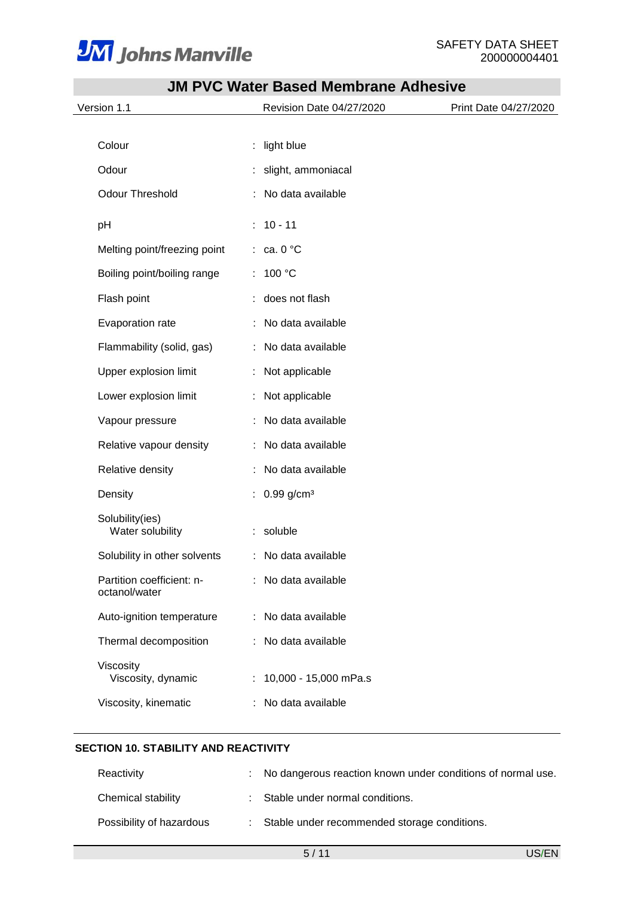| | | |
|---|---|---|
| Colour | : | light blue |
| Odour | : | slight, ammoniacal |
| Odour Threshold | : | No data available |
| pH | : | 10 - 11 |
| Melting point/freezing point | : | ca. 0 °C |
| Boiling point/boiling range | : | 100 °C |
| Flash point | : | does not flash |
| Evaporation rate | : | No data available |
| Flammability (solid, gas) | : | No data available |
| Upper explosion limit | : | Not applicable |
| Lower explosion limit | : | Not applicable |
| Vapour pressure | : | No data available |
| Relative vapour density | : | No data available |
| Relative density | : | No data available |
| Density | : | 0.99 g/cm³ |
| Solubility(ies) Water solubility | : | soluble |
| Solubility in other solvents | : | No data available |
| Partition coefficient: n-octanol/water | : | No data available |
| Auto-ignition temperature | : | No data available |
| Thermal decomposition | : | No data available |
| Viscosity Viscosity, dynamic | : | 10,000 - 15,000 mPa.s |
| Viscosity, kinematic | : | No data available |

## SECTION 10. STABILITY AND REACTIVITY

| | | |
|---|---|---|
| Reactivity | : | No dangerous reaction known under conditions of normal use. |
| Chemical stability | : | Stable under normal conditions. |
| Possibility of hazardous | : | Stable under recommended storage conditions. |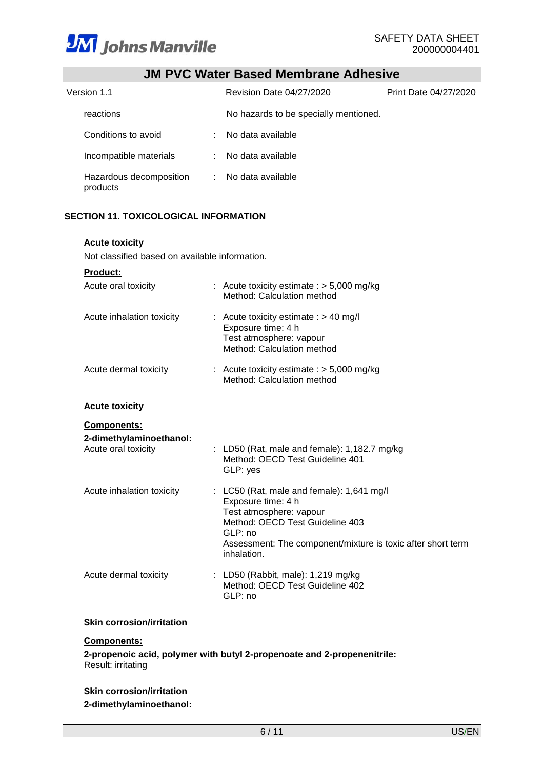| | | |
|---|---|---|
| reactions | | No hazards to be specially mentioned. |
| Conditions to avoid | : | No data available |
| Incompatible materials | : | No data available |
| Hazardous decomposition products | : | No data available |

## SECTION 11. TOXICOLOGICAL INFORMATION

**Acute toxicity**

Not classified based on available information.

**Product:**

| | |
|---|---|
| Acute oral toxicity | : Acute toxicity estimate : > 5,000 mg/kg<br>Method: Calculation method |
| Acute inhalation toxicity | : Acute toxicity estimate : > 40 mg/l<br>Exposure time: 4 h<br>Test atmosphere: vapour<br>Method: Calculation method |
| Acute dermal toxicity | : Acute toxicity estimate : > 5,000 mg/kg<br>Method: Calculation method |

**Acute toxicity**

**Components:**

**2-dimethylaminoethanol:**

| | |
|---|---|
| Acute oral toxicity | : LD50 (Rat, male and female): 1,182.7 mg/kg<br>Method: OECD Test Guideline 401<br>GLP: yes |
| Acute inhalation toxicity | : LC50 (Rat, male and female): 1,641 mg/l<br>Exposure time: 4 h<br>Test atmosphere: vapour<br>Method: OECD Test Guideline 403<br>GLP: no<br>Assessment: The component/mixture is toxic after short term inhalation. |
| Acute dermal toxicity | : LD50 (Rabbit, male): 1,219 mg/kg<br>Method: OECD Test Guideline 402<br>GLP: no |

**Skin corrosion/irritation**

**Components:**

**2-propenoic acid, polymer with butyl 2-propenoate and 2-propenenitrile:**
Result: irritating

**Skin corrosion/irritation**

**2-dimethylaminoethanol:**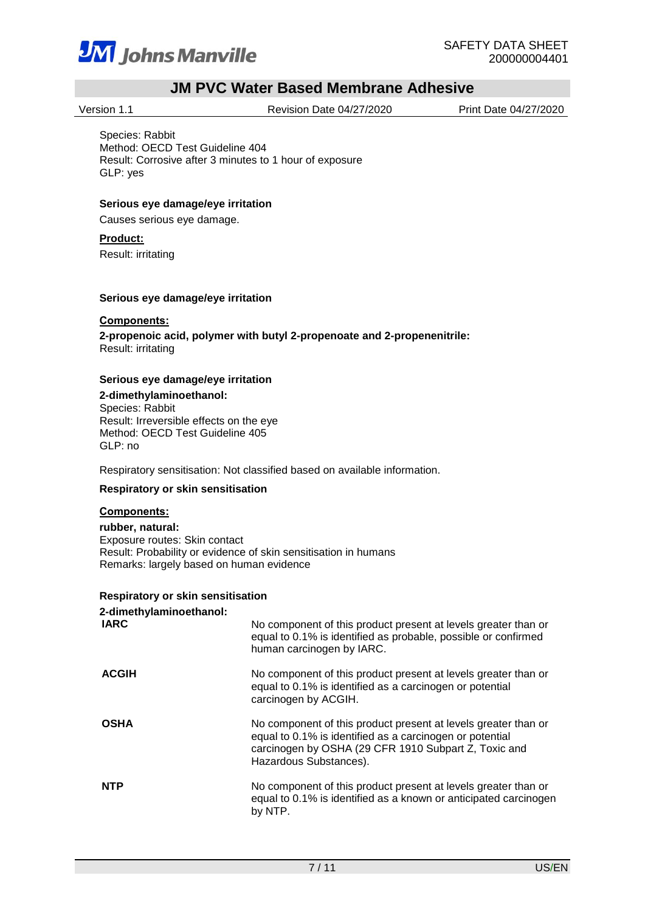Species: Rabbit
Method: OECD Test Guideline 404
Result: Corrosive after 3 minutes to 1 hour of exposure
GLP: yes

**Serious eye damage/eye irritation**

Causes serious eye damage.

**Product:**

Result: irritating

**Serious eye damage/eye irritation**

**Components:**

**2-propenoic acid, polymer with butyl 2-propenoate and 2-propenenitrile:**
Result: irritating

**Serious eye damage/eye irritation**

**2-dimethylaminoethanol:**
Species: Rabbit
Result: Irreversible effects on the eye
Method: OECD Test Guideline 405
GLP: no

Respiratory sensitisation: Not classified based on available information.

**Respiratory or skin sensitisation**

**Components:**

**rubber, natural:**
Exposure routes: Skin contact
Result: Probability or evidence of skin sensitisation in humans
Remarks: largely based on human evidence

**Respiratory or skin sensitisation**

**2-dimethylaminoethanol:**

| | |
|---|---|
| **IARC** | No component of this product present at levels greater than or equal to 0.1% is identified as probable, possible or confirmed human carcinogen by IARC. |
| **ACGIH** | No component of this product present at levels greater than or equal to 0.1% is identified as a carcinogen or potential carcinogen by ACGIH. |
| **OSHA** | No component of this product present at levels greater than or equal to 0.1% is identified as a carcinogen or potential carcinogen by OSHA (29 CFR 1910 Subpart Z, Toxic and Hazardous Substances). |
| **NTP** | No component of this product present at levels greater than or equal to 0.1% is identified as a known or anticipated carcinogen by NTP. |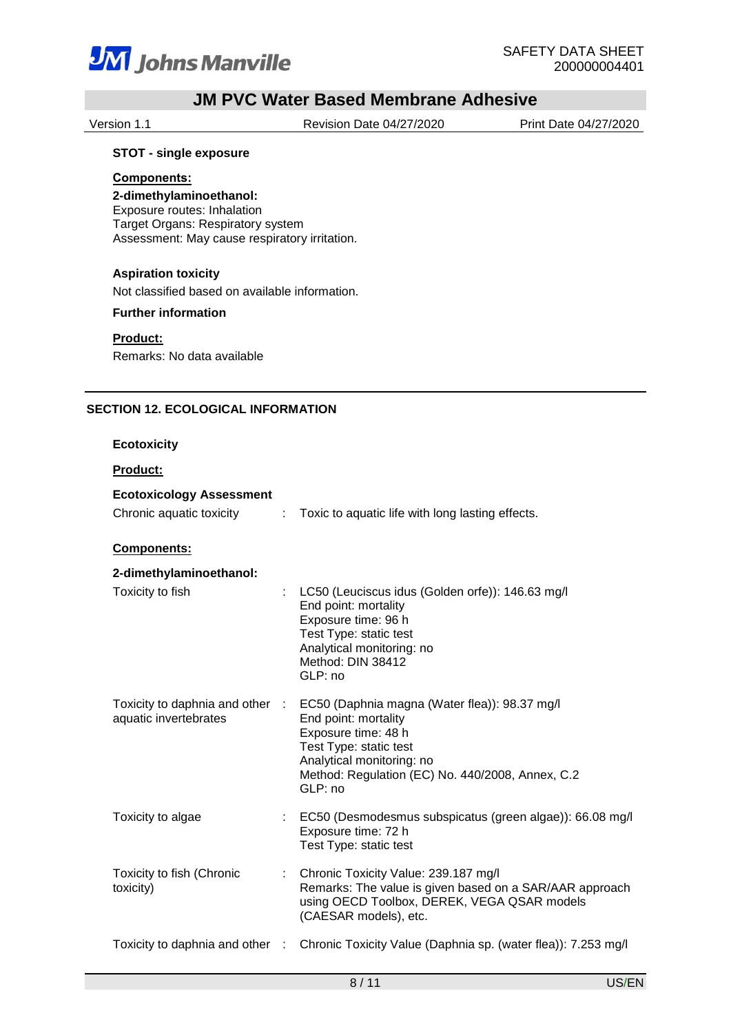**STOT - single exposure**

**Components:**

**2-dimethylaminoethanol:**
Exposure routes: Inhalation
Target Organs: Respiratory system
Assessment: May cause respiratory irritation.

**Aspiration toxicity**

Not classified based on available information.

**Further information**

**Product:**

Remarks: No data available

## SECTION 12. ECOLOGICAL INFORMATION

**Ecotoxicity**

**Product:**

**Ecotoxicology Assessment**

Chronic aquatic toxicity : Toxic to aquatic life with long lasting effects.

**Components:**

**2-dimethylaminoethanol:**

Toxicity to fish : LC50 (Leuciscus idus (Golden orfe)): 146.63 mg/l
End point: mortality
Exposure time: 96 h
Test Type: static test
Analytical monitoring: no
Method: DIN 38412
GLP: no

Toxicity to daphnia and other aquatic invertebrates : EC50 (Daphnia magna (Water flea)): 98.37 mg/l
End point: mortality
Exposure time: 48 h
Test Type: static test
Analytical monitoring: no
Method: Regulation (EC) No. 440/2008, Annex, C.2
GLP: no

Toxicity to algae : EC50 (Desmodesmus subspicatus (green algae)): 66.08 mg/l
Exposure time: 72 h
Test Type: static test

Toxicity to fish (Chronic toxicity) : Chronic Toxicity Value: 239.187 mg/l
Remarks: The value is given based on a SAR/AAR approach using OECD Toolbox, DEREK, VEGA QSAR models (CAESAR models), etc.

Toxicity to daphnia and other : Chronic Toxicity Value (Daphnia sp. (water flea)): 7.253 mg/l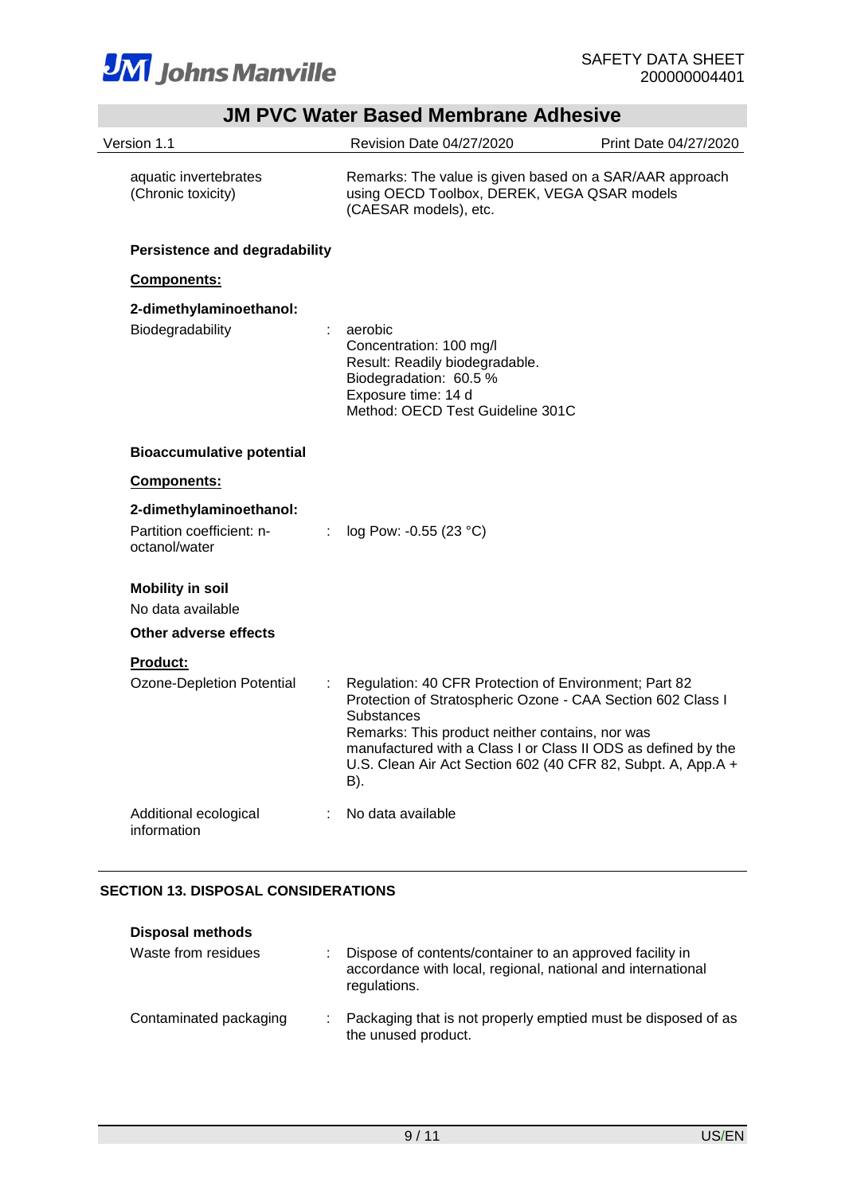aquatic invertebrates (Chronic toxicity) | Remarks: The value is given based on a SAR/AAR approach using OECD Toolbox, DEREK, VEGA QSAR models (CAESAR models), etc.

**Persistence and degradability**

**Components:**

**2-dimethylaminoethanol:**

Biodegradability : aerobic
Concentration: 100 mg/l
Result: Readily biodegradable.
Biodegradation: 60.5 %
Exposure time: 14 d
Method: OECD Test Guideline 301C

**Bioaccumulative potential**

**Components:**

**2-dimethylaminoethanol:**

Partition coefficient: n-octanol/water : log Pow: -0.55 (23 °C)

**Mobility in soil**

No data available

**Other adverse effects**

**Product:**

Ozone-Depletion Potential : Regulation: 40 CFR Protection of Environment; Part 82 Protection of Stratospheric Ozone - CAA Section 602 Class I Substances
Remarks: This product neither contains, nor was manufactured with a Class I or Class II ODS as defined by the U.S. Clean Air Act Section 602 (40 CFR 82, Subpt. A, App.A + B).

Additional ecological information : No data available

## SECTION 13. DISPOSAL CONSIDERATIONS

**Disposal methods**

Waste from residues : Dispose of contents/container to an approved facility in accordance with local, regional, national and international regulations.

Contaminated packaging : Packaging that is not properly emptied must be disposed of as the unused product.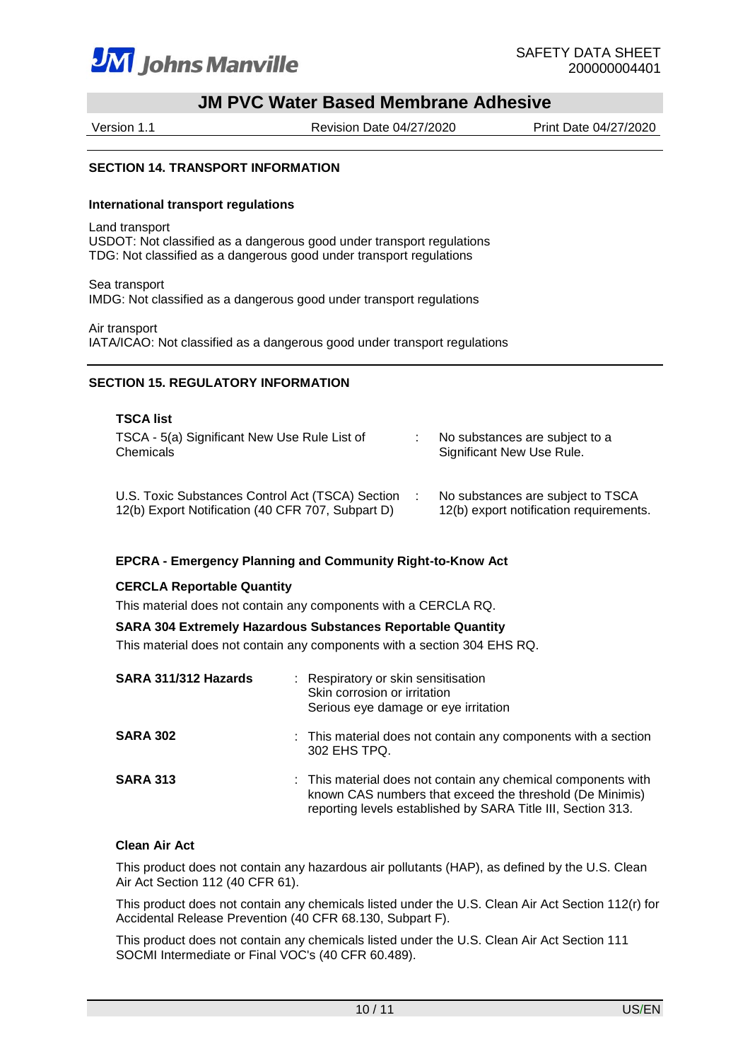## SECTION 14. TRANSPORT INFORMATION

**International transport regulations**

Land transport
USDOT: Not classified as a dangerous good under transport regulations
TDG: Not classified as a dangerous good under transport regulations

Sea transport
IMDG: Not classified as a dangerous good under transport regulations

Air transport
IATA/ICAO: Not classified as a dangerous good under transport regulations

## SECTION 15. REGULATORY INFORMATION

### TSCA list

| | | |
|---|---|---|
| TSCA - 5(a) Significant New Use Rule List of Chemicals | : | No substances are subject to a Significant New Use Rule. |
| U.S. Toxic Substances Control Act (TSCA) Section 12(b) Export Notification (40 CFR 707, Subpart D) | : | No substances are subject to TSCA 12(b) export notification requirements. |

### EPCRA - Emergency Planning and Community Right-to-Know Act

**CERCLA Reportable Quantity**

This material does not contain any components with a CERCLA RQ.

**SARA 304 Extremely Hazardous Substances Reportable Quantity**

This material does not contain any components with a section 304 EHS RQ.

| | |
|---|---|
| **SARA 311/312 Hazards** | : Respiratory or skin sensitisation<br>Skin corrosion or irritation<br>Serious eye damage or eye irritation |
| **SARA 302** | : This material does not contain any components with a section 302 EHS TPQ. |
| **SARA 313** | : This material does not contain any chemical components with known CAS numbers that exceed the threshold (De Minimis) reporting levels established by SARA Title III, Section 313. |

### Clean Air Act

This product does not contain any hazardous air pollutants (HAP), as defined by the U.S. Clean Air Act Section 112 (40 CFR 61).

This product does not contain any chemicals listed under the U.S. Clean Air Act Section 112(r) for Accidental Release Prevention (40 CFR 68.130, Subpart F).

This product does not contain any chemicals listed under the U.S. Clean Air Act Section 111 SOCMI Intermediate or Final VOC's (40 CFR 60.489).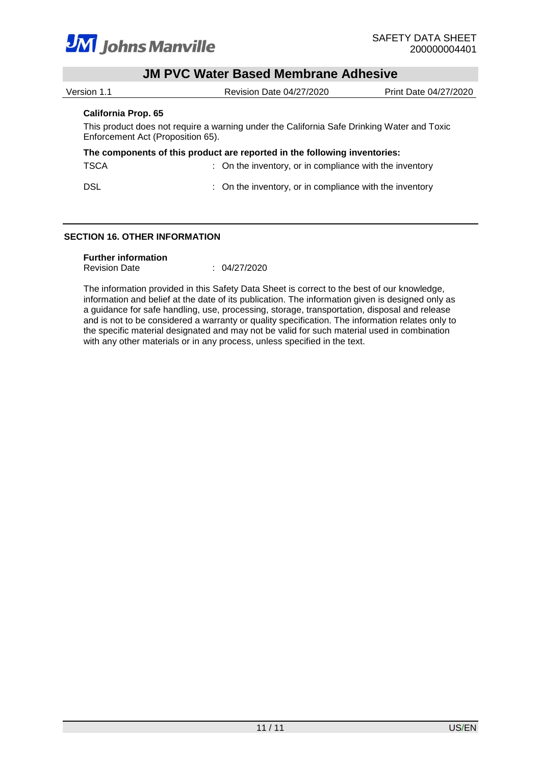**California Prop. 65**

This product does not require a warning under the California Safe Drinking Water and Toxic Enforcement Act (Proposition 65).

**The components of this product are reported in the following inventories:**

TSCA : On the inventory, or in compliance with the inventory

DSL : On the inventory, or in compliance with the inventory

## SECTION 16. OTHER INFORMATION

**Further information**

Revision Date : 04/27/2020

The information provided in this Safety Data Sheet is correct to the best of our knowledge, information and belief at the date of its publication. The information given is designed only as a guidance for safe handling, use, processing, storage, transportation, disposal and release and is not to be considered a warranty or quality specification. The information relates only to the specific material designated and may not be valid for such material used in combination with any other materials or in any process, unless specified in the text.